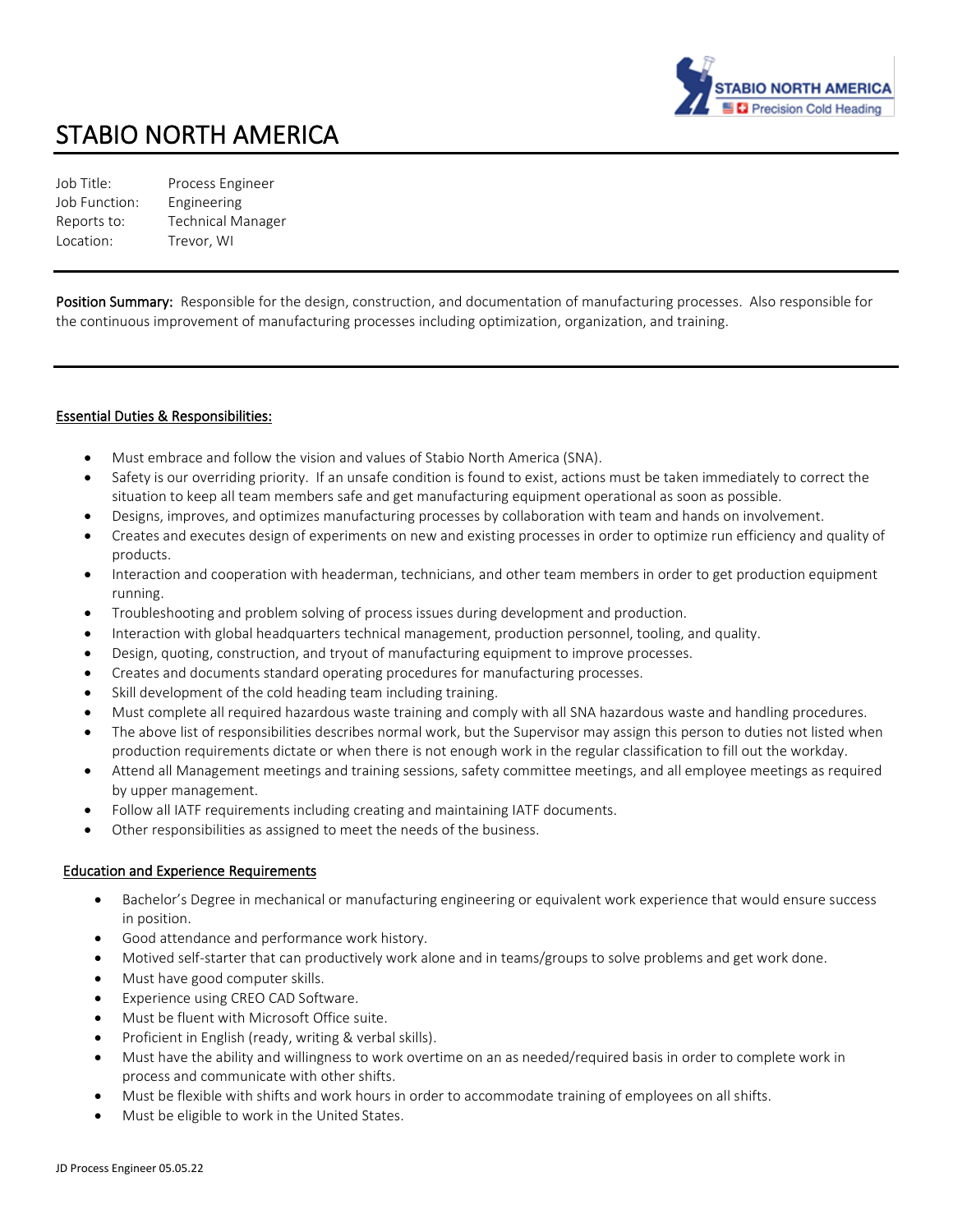# STABIO NORTH AMERICA

Job Title: Process Engineer
Job Function: Engineering
Reports to: Technical Manager
Location: Trevor, WI

---

**Position Summary:** Responsible for the design, construction, and documentation of manufacturing processes. Also responsible for the continuous improvement of manufacturing processes including optimization, organization, and training.

---

## Essential Duties & Responsibilities:

- Must embrace and follow the vision and values of Stabio North America (SNA).
- Safety is our overriding priority. If an unsafe condition is found to exist, actions must be taken immediately to correct the situation to keep all team members safe and get manufacturing equipment operational as soon as possible.
- Designs, improves, and optimizes manufacturing processes by collaboration with team and hands on involvement.
- Creates and executes design of experiments on new and existing processes in order to optimize run efficiency and quality of products.
- Interaction and cooperation with headerman, technicians, and other team members in order to get production equipment running.
- Troubleshooting and problem solving of process issues during development and production.
- Interaction with global headquarters technical management, production personnel, tooling, and quality.
- Design, quoting, construction, and tryout of manufacturing equipment to improve processes.
- Creates and documents standard operating procedures for manufacturing processes.
- Skill development of the cold heading team including training.
- Must complete all required hazardous waste training and comply with all SNA hazardous waste and handling procedures.
- The above list of responsibilities describes normal work, but the Supervisor may assign this person to duties not listed when production requirements dictate or when there is not enough work in the regular classification to fill out the workday.
- Attend all Management meetings and training sessions, safety committee meetings, and all employee meetings as required by upper management.
- Follow all IATF requirements including creating and maintaining IATF documents.
- Other responsibilities as assigned to meet the needs of the business.

## Education and Experience Requirements

- Bachelor's Degree in mechanical or manufacturing engineering or equivalent work experience that would ensure success in position.
- Good attendance and performance work history.
- Motived self-starter that can productively work alone and in teams/groups to solve problems and get work done.
- Must have good computer skills.
- Experience using CREO CAD Software.
- Must be fluent with Microsoft Office suite.
- Proficient in English (ready, writing & verbal skills).
- Must have the ability and willingness to work overtime on an as needed/required basis in order to complete work in process and communicate with other shifts.
- Must be flexible with shifts and work hours in order to accommodate training of employees on all shifts.
- Must be eligible to work in the United States.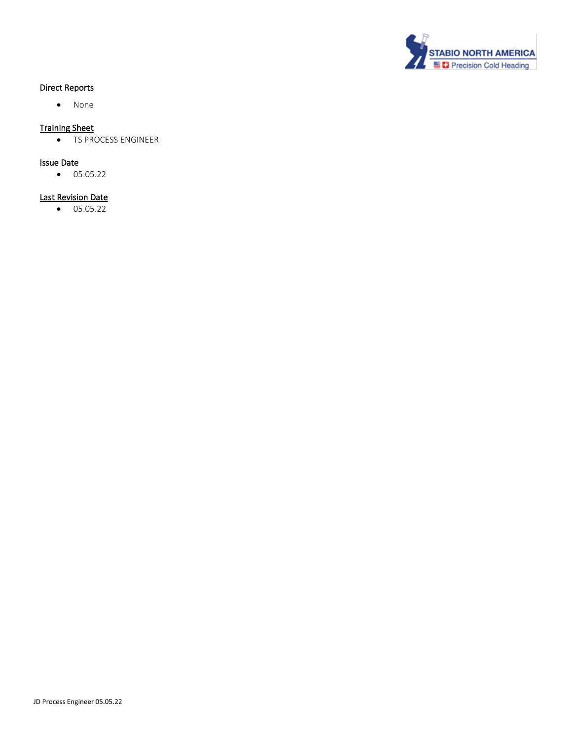Direct Reports

- None

Training Sheet

- TS PROCESS ENGINEER

Issue Date

- 05.05.22

Last Revision Date

- 05.05.22